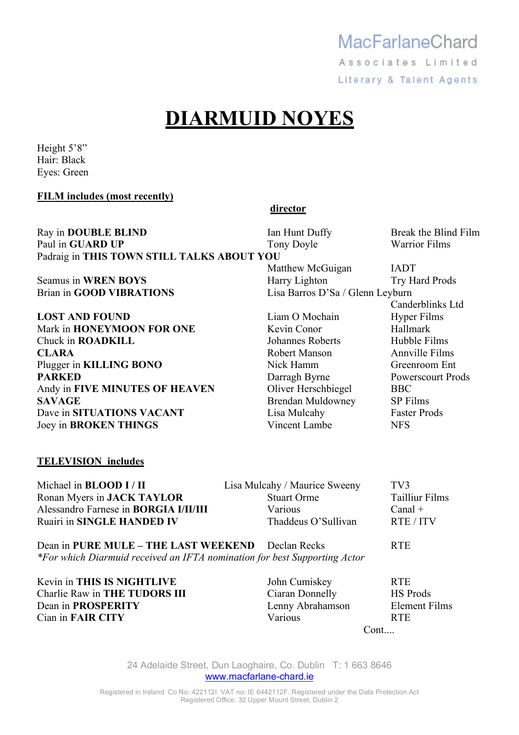MacFarlaneChard

Associates Limited

Literary & Talent Agents

# DIARMUID NOYES

Height 5'8"
Hair: Black
Eyes: Green

## FILM includes (most recently)

| | director | |
|---|---|---|
| Ray in **DOUBLE BLIND** | Ian Hunt Duffy | Break the Blind Film |
| Paul in **GUARD UP** | Tony Doyle | Warrior Films |
| Padraig in **THIS TOWN STILL TALKS ABOUT YOU** | Matthew McGuigan | IADT |
| Seamus in **WREN BOYS** | Harry Lighton | Try Hard Prods |
| Brian in **GOOD VIBRATIONS** | Lisa Barros D'Sa / Glenn Leyburn | Canderblinks Ltd |
| **LOST AND FOUND** | Liam O Mochain | Hyper Films |
| Mark in **HONEYMOON FOR ONE** | Kevin Conor | Hallmark |
| Chuck in **ROADKILL** | Johannes Roberts | Hubble Films |
| **CLARA** | Robert Manson | Annville Films |
| Plugger in **KILLING BONO** | Nick Hamm | Greenroom Ent |
| **PARKED** | Darragh Byrne | Powerscourt Prods |
| Andy in **FIVE MINUTES OF HEAVEN** | Oliver Herschbiegel | BBC |
| **SAVAGE** | Brendan Muldowney | SP Films |
| Dave in **SITUATIONS VACANT** | Lisa Mulcahy | Faster Prods |
| Joey in **BROKEN THINGS** | Vincent Lambe | NFS |

## TELEVISION includes

| | | |
|---|---|---|
| Michael in **BLOOD I / II** | Lisa Mulcahy / Maurice Sweeny | TV3 |
| Ronan Myers in **JACK TAYLOR** | Stuart Orme | Tailliur Films |
| Alessandro Farnese in **BORGIA I/II/III** | Various | Canal + |
| Ruairi in **SINGLE HANDED IV** | Thaddeus O'Sullivan | RTE / ITV |
| Dean in **PURE MULE – THE LAST WEEKEND** | Declan Recks | RTE |

*\*For which Diarmuid received an IFTA nomination for best Supporting Actor*

| | | |
|---|---|---|
| Kevin in **THIS IS NIGHTLIVE** | John Cumiskey | RTE |
| Charlie Raw in **THE TUDORS III** | Ciaran Donnelly | HS Prods |
| Dean in **PROSPERITY** | Lenny Abrahamson | Element Films |
| Cian in **FAIR CITY** | Various | RTE |

Cont....

24 Adelaide Street, Dun Laoghaire, Co. Dublin T: 1 663 8646
www.macfarlane-chard.ie

Registered in Ireland Co No: 422112I VAT no: IE 6442112F. Registered under the Data Protection Act
Registered Office: 32 Upper Mount Street, Dublin 2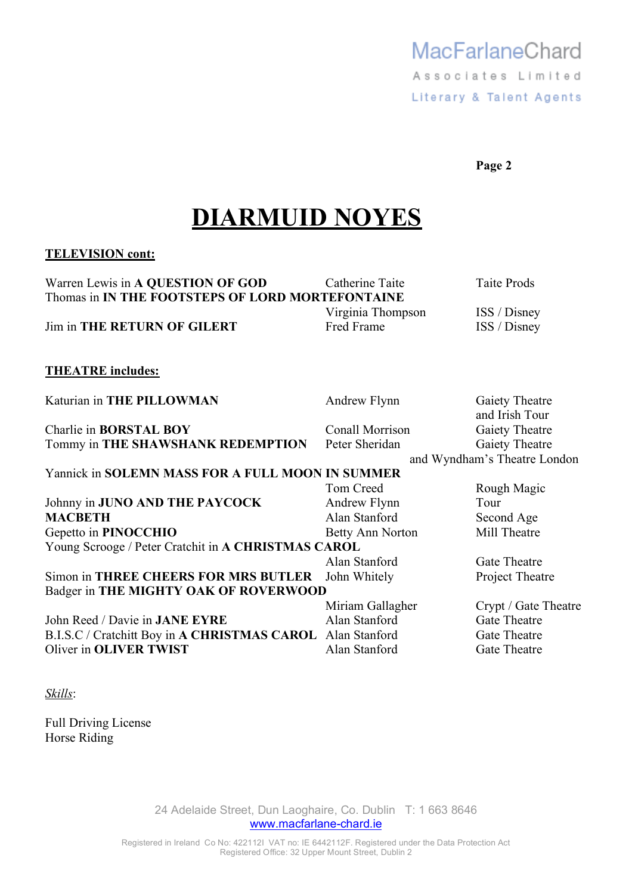# DIARMUID NOYES

**TELEVISION cont:**

| | | |
|---|---|---|
| Warren Lewis in **A QUESTION OF GOD** | Catherine Taite | Taite Prods |
| Thomas in **IN THE FOOTSTEPS OF LORD MORTEFONTAINE** | Virginia Thompson | ISS / Disney |
| Jim in **THE RETURN OF GILERT** | Fred Frame | ISS / Disney |

**THEATRE includes:**

| | | |
|---|---|---|
| Katurian in **THE PILLOWMAN** | Andrew Flynn | Gaiety Theatre and Irish Tour |
| Charlie in **BORSTAL BOY** | Conall Morrison | Gaiety Theatre |
| Tommy in **THE SHAWSHANK REDEMPTION** | Peter Sheridan | Gaiety Theatre and Wyndham's Theatre London |
| Yannick in **SOLEMN MASS FOR A FULL MOON IN SUMMER** | Tom Creed | Rough Magic |
| Johnny in **JUNO AND THE PAYCOCK** | Andrew Flynn | Tour |
| **MACBETH** | Alan Stanford | Second Age |
| Gepetto in **PINOCCHIO** | Betty Ann Norton | Mill Theatre |
| Young Scrooge / Peter Cratchit in **A CHRISTMAS CAROL** | Alan Stanford | Gate Theatre |
| Simon in **THREE CHEERS FOR MRS BUTLER** | John Whitely | Project Theatre |
| Badger in **THE MIGHTY OAK OF ROVERWOOD** | Miriam Gallagher | Crypt / Gate Theatre |
| John Reed / Davie in **JANE EYRE** | Alan Stanford | Gate Theatre |
| B.I.S.C / Cratchitt Boy in **A CHRISTMAS CAROL** | Alan Stanford | Gate Theatre |
| Oliver in **OLIVER TWIST** | Alan Stanford | Gate Theatre |

*Skills*:

Full Driving License
Horse Riding

24 Adelaide Street, Dun Laoghaire, Co. Dublin T: 1 663 8646
www.macfarlane-chard.ie

Registered in Ireland Co No: 422112I VAT no: IE 6442112F. Registered under the Data Protection Act
Registered Office: 32 Upper Mount Street, Dublin 2